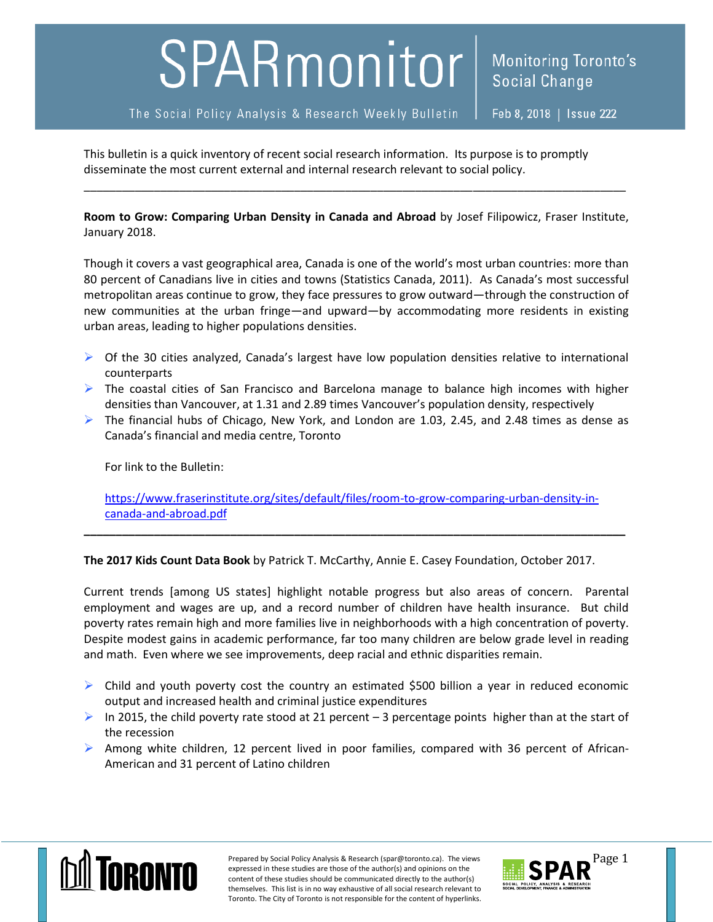# SPARmonitor

The Social Policy Analysis & Research Weekly Bulletin

Monitoring Toronto's Social Change

Feb 8, 2018 | Issue 222

This bulletin is a quick inventory of recent social research information. Its purpose is to promptly disseminate the most current external and internal research relevant to social policy.

---

**Room to Grow: Comparing Urban Density in Canada and Abroad** by Josef Filipowicz, Fraser Institute, January 2018.

Though it covers a vast geographical area, Canada is one of the world's most urban countries: more than 80 percent of Canadians live in cities and towns (Statistics Canada, 2011). As Canada's most successful metropolitan areas continue to grow, they face pressures to grow outward—through the construction of new communities at the urban fringe—and upward—by accommodating more residents in existing urban areas, leading to higher populations densities.

- Of the 30 cities analyzed, Canada's largest have low population densities relative to international counterparts
- The coastal cities of San Francisco and Barcelona manage to balance high incomes with higher densities than Vancouver, at 1.31 and 2.89 times Vancouver's population density, respectively
- The financial hubs of Chicago, New York, and London are 1.03, 2.45, and 2.48 times as dense as Canada's financial and media centre, Toronto

For link to the Bulletin:

https://www.fraserinstitute.org/sites/default/files/room-to-grow-comparing-urban-density-in-canada-and-abroad.pdf

---

**The 2017 Kids Count Data Book** by Patrick T. McCarthy, Annie E. Casey Foundation, October 2017.

Current trends [among US states] highlight notable progress but also areas of concern. Parental employment and wages are up, and a record number of children have health insurance. But child poverty rates remain high and more families live in neighborhoods with a high concentration of poverty. Despite modest gains in academic performance, far too many children are below grade level in reading and math. Even where we see improvements, deep racial and ethnic disparities remain.

- Child and youth poverty cost the country an estimated $500 billion a year in reduced economic output and increased health and criminal justice expenditures
- In 2015, the child poverty rate stood at 21 percent – 3 percentage points higher than at the start of the recession
- Among white children, 12 percent lived in poor families, compared with 36 percent of African-American and 31 percent of Latino children

Prepared by Social Policy Analysis & Research (spar@toronto.ca). The views expressed in these studies are those of the author(s) and opinions on the content of these studies should be communicated directly to the author(s) themselves. This list is in no way exhaustive of all social research relevant to Toronto. The City of Toronto is not responsible for the content of hyperlinks.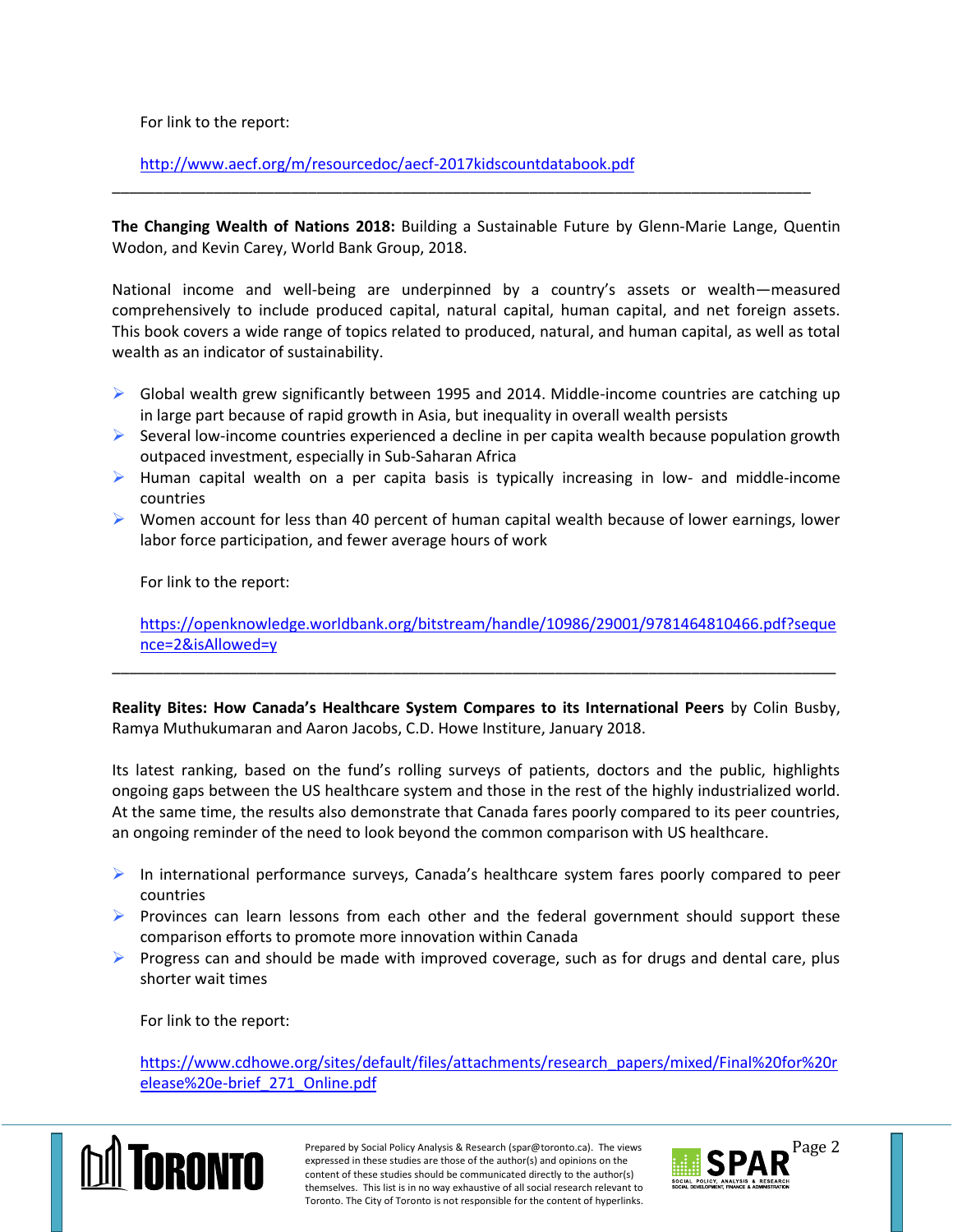For link to the report:

http://www.aecf.org/m/resourcedoc/aecf-2017kidscountdatabook.pdf

---

**The Changing Wealth of Nations 2018:** Building a Sustainable Future by Glenn-Marie Lange, Quentin Wodon, and Kevin Carey, World Bank Group, 2018.

National income and well-being are underpinned by a country's assets or wealth—measured comprehensively to include produced capital, natural capital, human capital, and net foreign assets. This book covers a wide range of topics related to produced, natural, and human capital, as well as total wealth as an indicator of sustainability.

- Global wealth grew significantly between 1995 and 2014. Middle-income countries are catching up in large part because of rapid growth in Asia, but inequality in overall wealth persists
- Several low-income countries experienced a decline in per capita wealth because population growth outpaced investment, especially in Sub-Saharan Africa
- Human capital wealth on a per capita basis is typically increasing in low- and middle-income countries
- Women account for less than 40 percent of human capital wealth because of lower earnings, lower labor force participation, and fewer average hours of work

For link to the report:

https://openknowledge.worldbank.org/bitstream/handle/10986/29001/9781464810466.pdf?sequence=2&isAllowed=y

---

**Reality Bites: How Canada's Healthcare System Compares to its International Peers** by Colin Busby, Ramya Muthukumaran and Aaron Jacobs, C.D. Howe Institute, January 2018.

Its latest ranking, based on the fund's rolling surveys of patients, doctors and the public, highlights ongoing gaps between the US healthcare system and those in the rest of the highly industrialized world. At the same time, the results also demonstrate that Canada fares poorly compared to its peer countries, an ongoing reminder of the need to look beyond the common comparison with US healthcare.

- In international performance surveys, Canada's healthcare system fares poorly compared to peer countries
- Provinces can learn lessons from each other and the federal government should support these comparison efforts to promote more innovation within Canada
- Progress can and should be made with improved coverage, such as for drugs and dental care, plus shorter wait times

For link to the report:

https://www.cdhowe.org/sites/default/files/attachments/research_papers/mixed/Final%20for%20release%20e-brief_271_Online.pdf

Prepared by Social Policy Analysis & Research (spar@toronto.ca). The views expressed in these studies are those of the author(s) and opinions on the content of these studies should be communicated directly to the author(s) themselves. This list is in no way exhaustive of all social research relevant to Toronto. The City of Toronto is not responsible for the content of hyperlinks.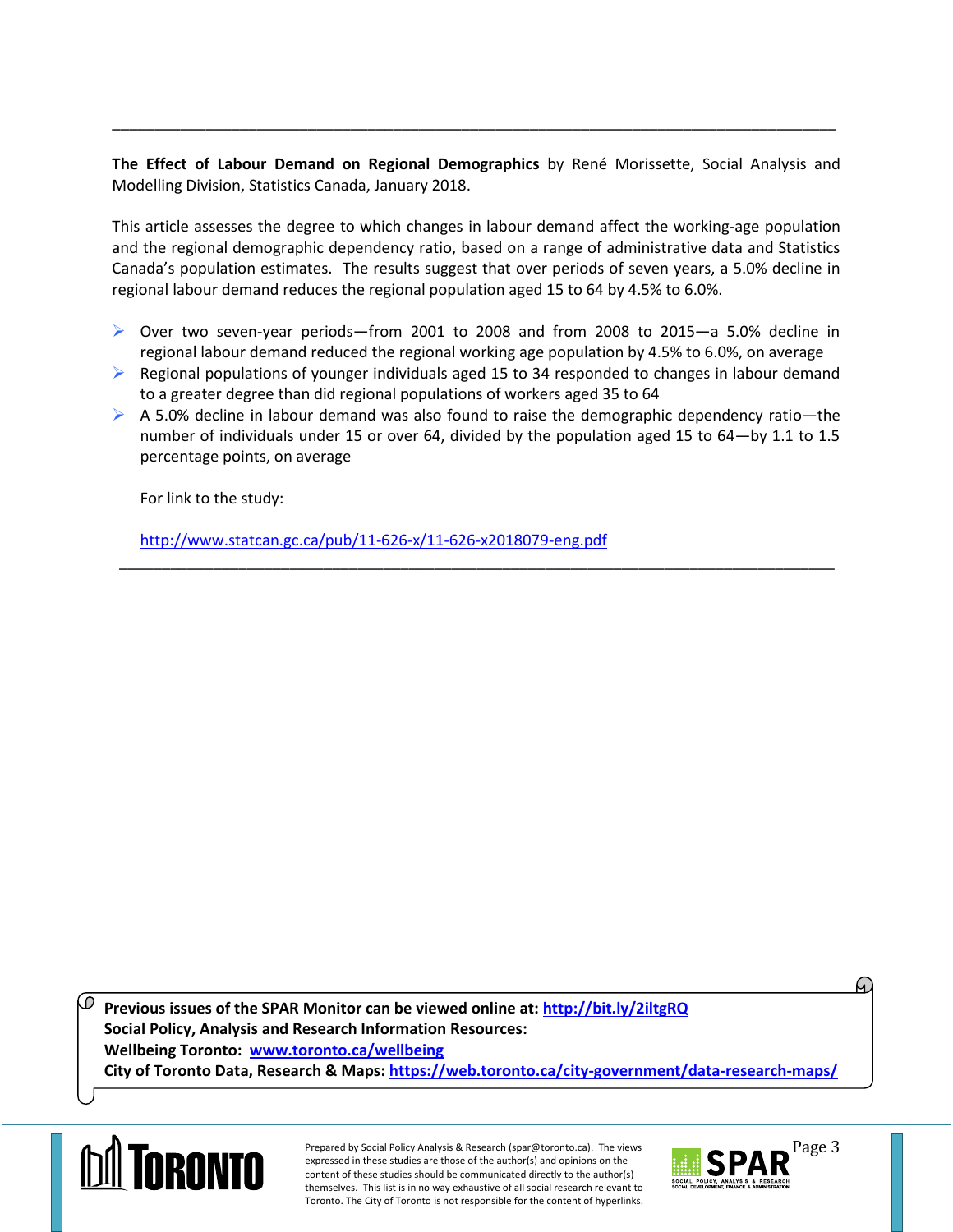---

**The Effect of Labour Demand on Regional Demographics** by René Morissette, Social Analysis and Modelling Division, Statistics Canada, January 2018.

This article assesses the degree to which changes in labour demand affect the working-age population and the regional demographic dependency ratio, based on a range of administrative data and Statistics Canada's population estimates. The results suggest that over periods of seven years, a 5.0% decline in regional labour demand reduces the regional population aged 15 to 64 by 4.5% to 6.0%.

- Over two seven-year periods—from 2001 to 2008 and from 2008 to 2015—a 5.0% decline in regional labour demand reduced the regional working age population by 4.5% to 6.0%, on average
- Regional populations of younger individuals aged 15 to 34 responded to changes in labour demand to a greater degree than did regional populations of workers aged 35 to 64
- A 5.0% decline in labour demand was also found to raise the demographic dependency ratio—the number of individuals under 15 or over 64, divided by the population aged 15 to 64—by 1.1 to 1.5 percentage points, on average

For link to the study:

http://www.statcan.gc.ca/pub/11-626-x/11-626-x2018079-eng.pdf

---

**Previous issues of the SPAR Monitor can be viewed online at: http://bit.ly/2iltgRQ**
**Social Policy, Analysis and Research Information Resources:**
**Wellbeing Toronto: www.toronto.ca/wellbeing**
**City of Toronto Data, Research & Maps: https://web.toronto.ca/city-government/data-research-maps/**

Prepared by Social Policy Analysis & Research (spar@toronto.ca). The views expressed in these studies are those of the author(s) and opinions on the content of these studies should be communicated directly to the author(s) themselves. This list is in no way exhaustive of all social research relevant to Toronto. The City of Toronto is not responsible for the content of hyperlinks.